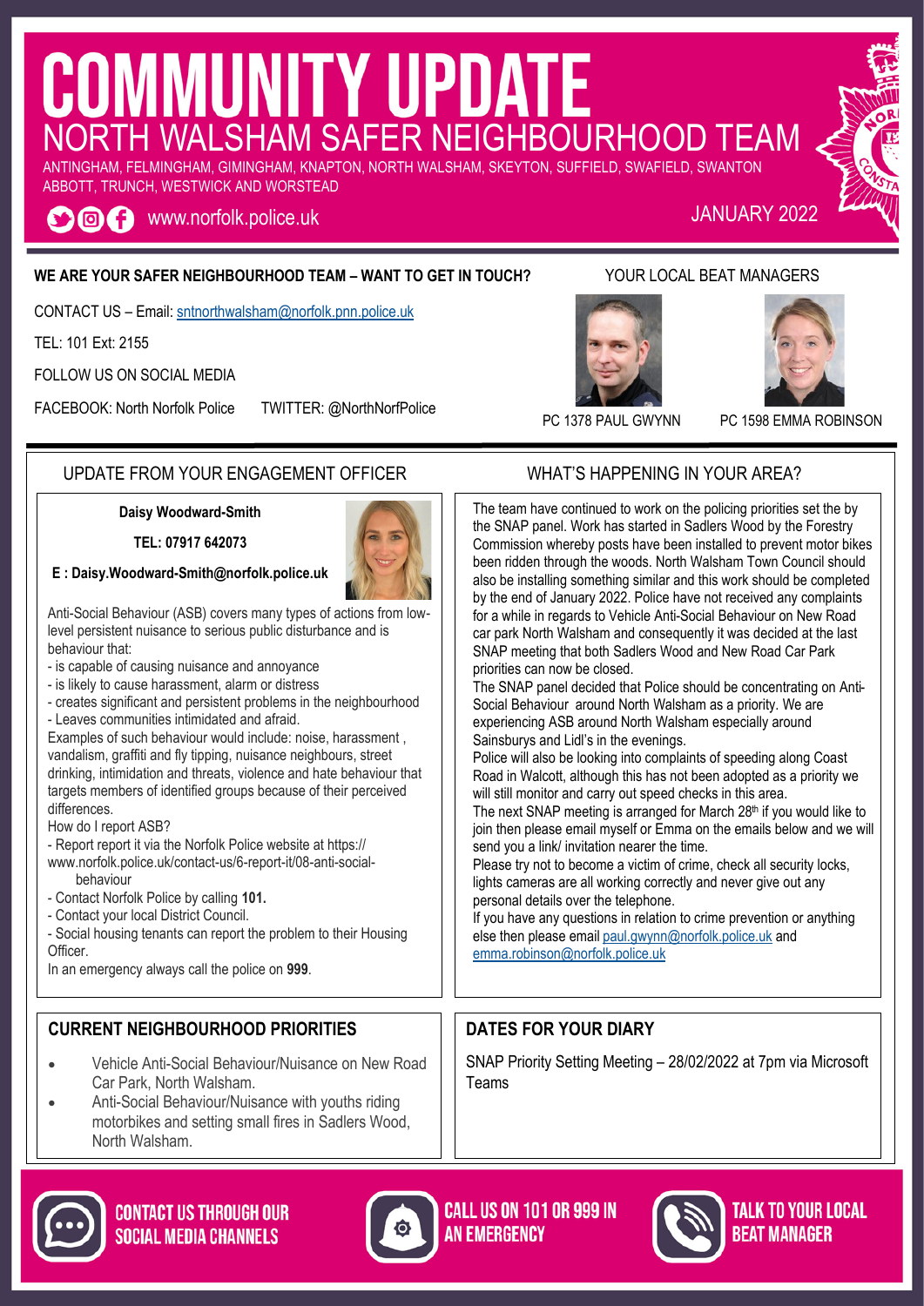# COMMUNITY UPDATE

## NORTH WALSHAM SAFER NEIGHBOURHOOD TEAM

ANTINGHAM, FELMINGHAM, GIMINGHAM, KNAPTON, NORTH WALSHAM, SKEYTON, SUFFIELD, SWAFIELD, SWANTON ABBOTT, TRUNCH, WESTWICK AND WORSTEAD

www.norfolk.police.uk

JANUARY 2022

**WE ARE YOUR SAFER NEIGHBOURHOOD TEAM – WANT TO GET IN TOUCH?**

CONTACT US – Email: sntnorthwalsham@norfolk.pnn.police.uk

TEL: 101 Ext: 2155

FOLLOW US ON SOCIAL MEDIA

FACEBOOK: North Norfolk Police     TWITTER: @NorthNorfPolice

YOUR LOCAL BEAT MANAGERS

PC 1378 PAUL GWYNN     PC 1598 EMMA ROBINSON

## UPDATE FROM YOUR ENGAGEMENT OFFICER

**Daisy Woodward-Smith**

**TEL: 07917 642073**

**E : Daisy.Woodward-Smith@norfolk.police.uk**

Anti-Social Behaviour (ASB) covers many types of actions from low-level persistent nuisance to serious public disturbance and is behaviour that:

- is capable of causing nuisance and annoyance
- is likely to cause harassment, alarm or distress
- creates significant and persistent problems in the neighbourhood
- Leaves communities intimidated and afraid.

Examples of such behaviour would include: noise, harassment , vandalism, graffiti and fly tipping, nuisance neighbours, street drinking, intimidation and threats, violence and hate behaviour that targets members of identified groups because of their perceived differences.

How do I report ASB?

- Report report it via the Norfolk Police website at https://www.norfolk.police.uk/contact-us/6-report-it/08-anti-social-behaviour
- Contact Norfolk Police by calling **101.**
- Contact your local District Council.
- Social housing tenants can report the problem to their Housing Officer.

In an emergency always call the police on **999**.

## WHAT'S HAPPENING IN YOUR AREA?

The team have continued to work on the policing priorities set the by the SNAP panel. Work has started in Sadlers Wood by the Forestry Commission whereby posts have been installed to prevent motor bikes been ridden through the woods. North Walsham Town Council should also be installing something similar and this work should be completed by the end of January 2022. Police have not received any complaints for a while in regards to Vehicle Anti-Social Behaviour on New Road car park North Walsham and consequently it was decided at the last SNAP meeting that both Sadlers Wood and New Road Car Park priorities can now be closed.

The SNAP panel decided that Police should be concentrating on Anti-Social Behaviour around North Walsham as a priority. We are experiencing ASB around North Walsham especially around Sainsburys and Lidl's in the evenings.

Police will also be looking into complaints of speeding along Coast Road in Walcott, although this has not been adopted as a priority we will still monitor and carry out speed checks in this area.

The next SNAP meeting is arranged for March 28th if you would like to join then please email myself or Emma on the emails below and we will send you a link/ invitation nearer the time.

Please try not to become a victim of crime, check all security locks, lights cameras are all working correctly and never give out any personal details over the telephone.

If you have any questions in relation to crime prevention or anything else then please email paul.gwynn@norfolk.police.uk and emma.robinson@norfolk.police.uk

## CURRENT NEIGHBOURHOOD PRIORITIES

- Vehicle Anti-Social Behaviour/Nuisance on New Road Car Park, North Walsham.
- Anti-Social Behaviour/Nuisance with youths riding motorbikes and setting small fires in Sadlers Wood, North Walsham.

## DATES FOR YOUR DIARY

SNAP Priority Setting Meeting – 28/02/2022 at 7pm via Microsoft Teams

**CONTACT US THROUGH OUR SOCIAL MEDIA CHANNELS**

**CALL US ON 101 OR 999 IN AN EMERGENCY**

**TALK TO YOUR LOCAL BEAT MANAGER**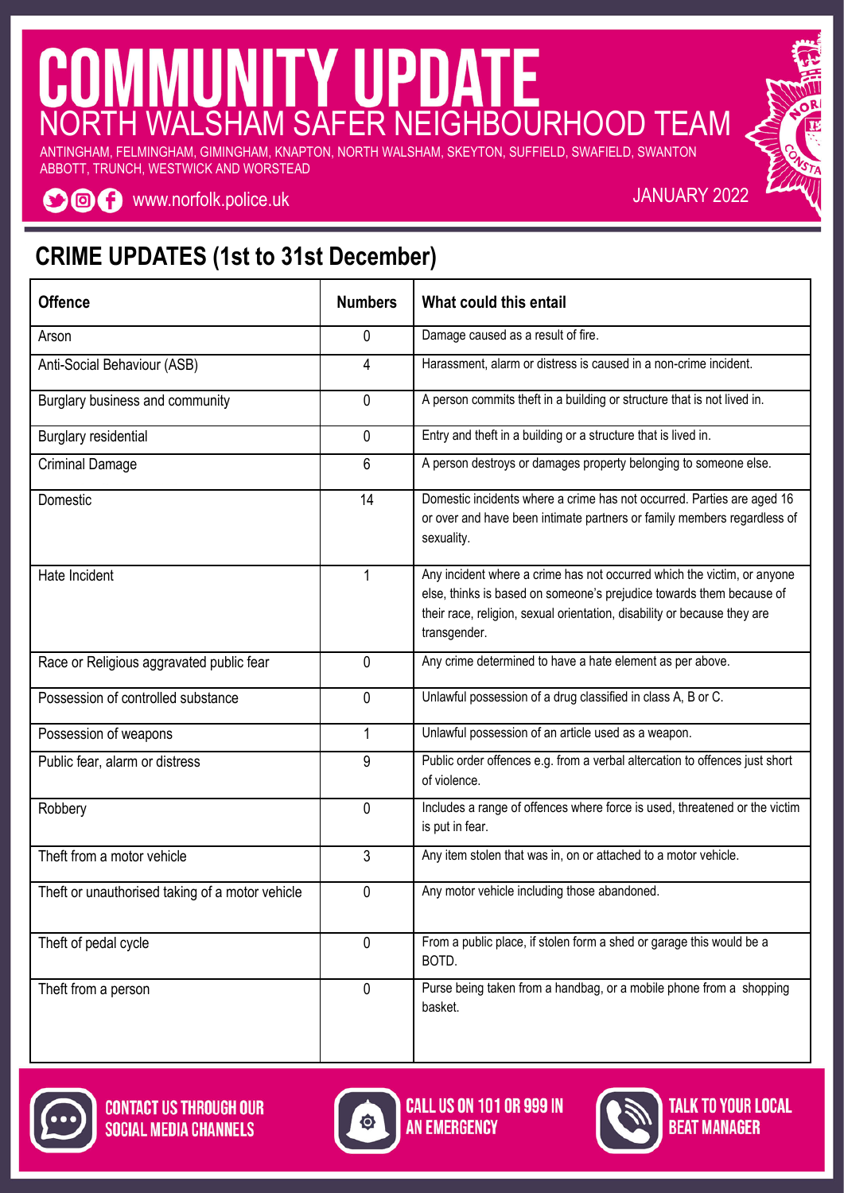# COMMUNITY UPDATE

## NORTH WALSHAM SAFER NEIGHBOURHOOD TEAM

ANTINGHAM, FELMINGHAM, GIMINGHAM, KNAPTON, NORTH WALSHAM, SKEYTON, SUFFIELD, SWAFIELD, SWANTON ABBOTT, TRUNCH, WESTWICK AND WORSTEAD

www.norfolk.police.uk

JANUARY 2022

## CRIME UPDATES (1st to 31st December)

| Offence | Numbers | What could this entail |
|---|---|---|
| Arson | 0 | Damage caused as a result of fire. |
| Anti-Social Behaviour (ASB) | 4 | Harassment, alarm or distress is caused in a non-crime incident. |
| Burglary business and community | 0 | A person commits theft in a building or structure that is not lived in. |
| Burglary residential | 0 | Entry and theft in a building or a structure that is lived in. |
| Criminal Damage | 6 | A person destroys or damages property belonging to someone else. |
| Domestic | 14 | Domestic incidents where a crime has not occurred. Parties are aged 16 or over and have been intimate partners or family members regardless of sexuality. |
| Hate Incident | 1 | Any incident where a crime has not occurred which the victim, or anyone else, thinks is based on someone's prejudice towards them because of their race, religion, sexual orientation, disability or because they are transgender. |
| Race or Religious aggravated public fear | 0 | Any crime determined to have a hate element as per above. |
| Possession of controlled substance | 0 | Unlawful possession of a drug classified in class A, B or C. |
| Possession of weapons | 1 | Unlawful possession of an article used as a weapon. |
| Public fear, alarm or distress | 9 | Public order offences e.g. from a verbal altercation to offences just short of violence. |
| Robbery | 0 | Includes a range of offences where force is used, threatened or the victim is put in fear. |
| Theft from a motor vehicle | 3 | Any item stolen that was in, on or attached to a motor vehicle. |
| Theft or unauthorised taking of a motor vehicle | 0 | Any motor vehicle including those abandoned. |
| Theft of pedal cycle | 0 | From a public place, if stolen form a shed or garage this would be a BOTD. |
| Theft from a person | 0 | Purse being taken from a handbag, or a mobile phone from a shopping basket. |

CONTACT US THROUGH OUR SOCIAL MEDIA CHANNELS

CALL US ON 101 OR 999 IN AN EMERGENCY

TALK TO YOUR LOCAL BEAT MANAGER